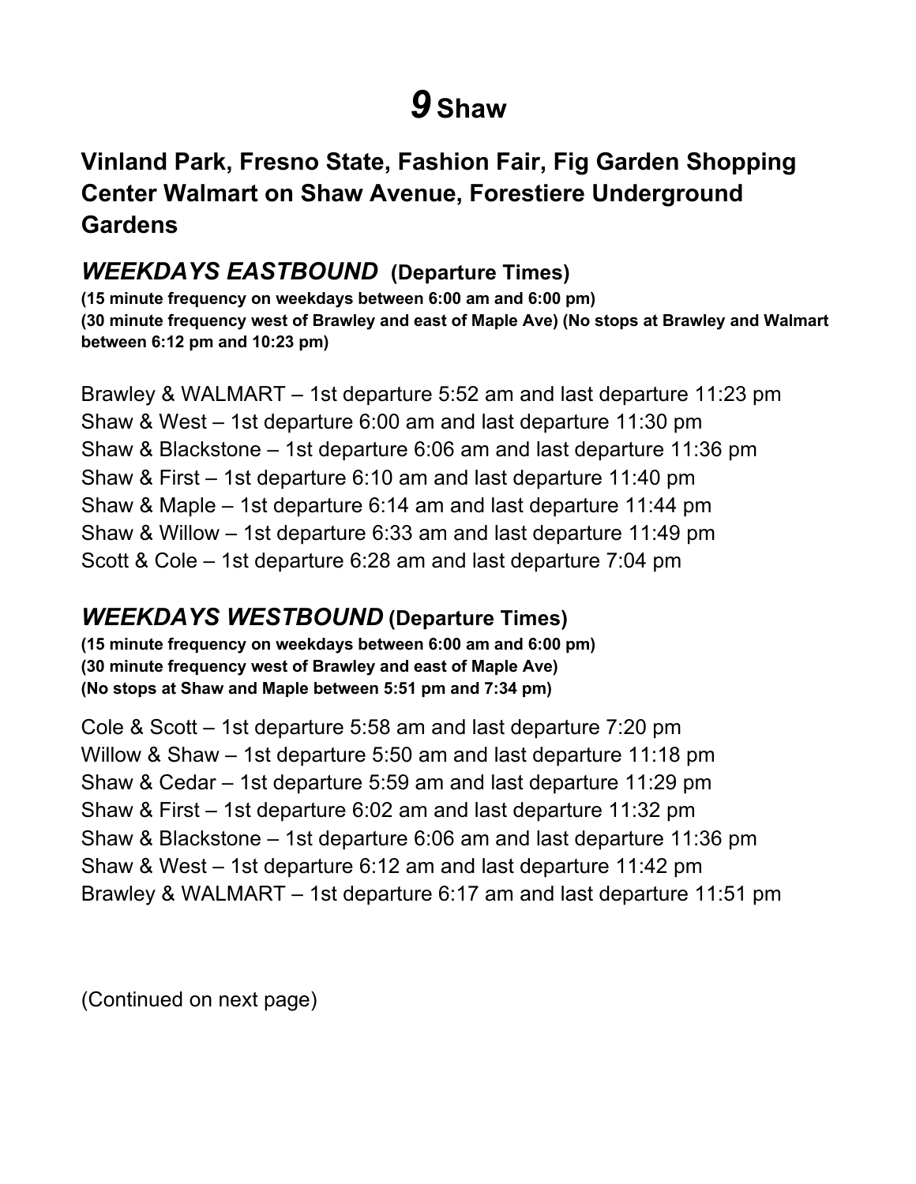# *9* Shaw

## Vinland Park, Fresno State, Fashion Fair, Fig Garden Shopping Center Walmart on Shaw Avenue, Forestiere Underground Gardens

## *WEEKDAYS EASTBOUND* (Departure Times)

**(15 minute frequency on weekdays between 6:00 am and 6:00 pm)**
**(30 minute frequency west of Brawley and east of Maple Ave) (No stops at Brawley and Walmart between 6:12 pm and 10:23 pm)**

Brawley & WALMART – 1st departure 5:52 am and last departure 11:23 pm
Shaw & West – 1st departure 6:00 am and last departure 11:30 pm
Shaw & Blackstone – 1st departure 6:06 am and last departure 11:36 pm
Shaw & First – 1st departure 6:10 am and last departure 11:40 pm
Shaw & Maple – 1st departure 6:14 am and last departure 11:44 pm
Shaw & Willow – 1st departure 6:33 am and last departure 11:49 pm
Scott & Cole – 1st departure 6:28 am and last departure 7:04 pm

## *WEEKDAYS WESTBOUND* (Departure Times)

**(15 minute frequency on weekdays between 6:00 am and 6:00 pm)**
**(30 minute frequency west of Brawley and east of Maple Ave)**
**(No stops at Shaw and Maple between 5:51 pm and 7:34 pm)**

Cole & Scott – 1st departure 5:58 am and last departure 7:20 pm
Willow & Shaw – 1st departure 5:50 am and last departure 11:18 pm
Shaw & Cedar – 1st departure 5:59 am and last departure 11:29 pm
Shaw & First – 1st departure 6:02 am and last departure 11:32 pm
Shaw & Blackstone – 1st departure 6:06 am and last departure 11:36 pm
Shaw & West – 1st departure 6:12 am and last departure 11:42 pm
Brawley & WALMART – 1st departure 6:17 am and last departure 11:51 pm

(Continued on next page)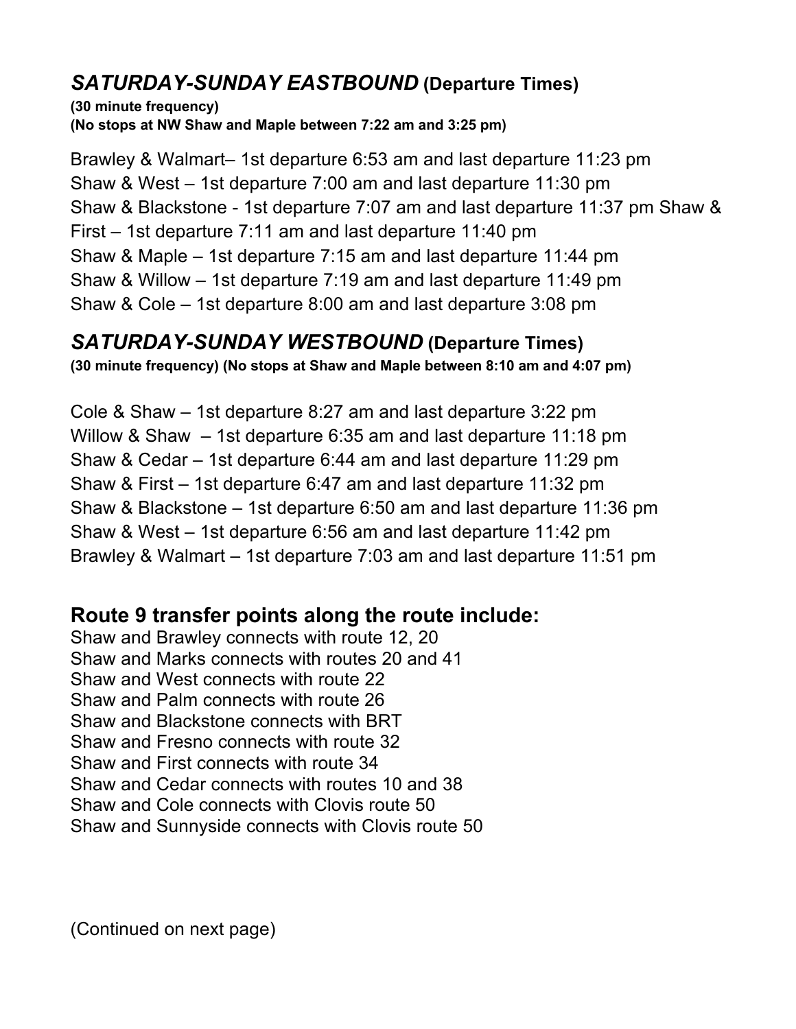## *SATURDAY-SUNDAY EASTBOUND* (Departure Times)

**(30 minute frequency)**
**(No stops at NW Shaw and Maple between 7:22 am and 3:25 pm)**

Brawley & Walmart– 1st departure 6:53 am and last departure 11:23 pm
Shaw & West – 1st departure 7:00 am and last departure 11:30 pm
Shaw & Blackstone - 1st departure 7:07 am and last departure 11:37 pm Shaw & First – 1st departure 7:11 am and last departure 11:40 pm
Shaw & Maple – 1st departure 7:15 am and last departure 11:44 pm
Shaw & Willow – 1st departure 7:19 am and last departure 11:49 pm
Shaw & Cole – 1st departure 8:00 am and last departure 3:08 pm

## *SATURDAY-SUNDAY WESTBOUND* (Departure Times)

**(30 minute frequency) (No stops at Shaw and Maple between 8:10 am and 4:07 pm)**

Cole & Shaw – 1st departure 8:27 am and last departure 3:22 pm
Willow & Shaw – 1st departure 6:35 am and last departure 11:18 pm
Shaw & Cedar – 1st departure 6:44 am and last departure 11:29 pm
Shaw & First – 1st departure 6:47 am and last departure 11:32 pm
Shaw & Blackstone – 1st departure 6:50 am and last departure 11:36 pm
Shaw & West – 1st departure 6:56 am and last departure 11:42 pm
Brawley & Walmart – 1st departure 7:03 am and last departure 11:51 pm

## Route 9 transfer points along the route include:

Shaw and Brawley connects with route 12, 20
Shaw and Marks connects with routes 20 and 41
Shaw and West connects with route 22
Shaw and Palm connects with route 26
Shaw and Blackstone connects with BRT
Shaw and Fresno connects with route 32
Shaw and First connects with route 34
Shaw and Cedar connects with routes 10 and 38
Shaw and Cole connects with Clovis route 50
Shaw and Sunnyside connects with Clovis route 50

(Continued on next page)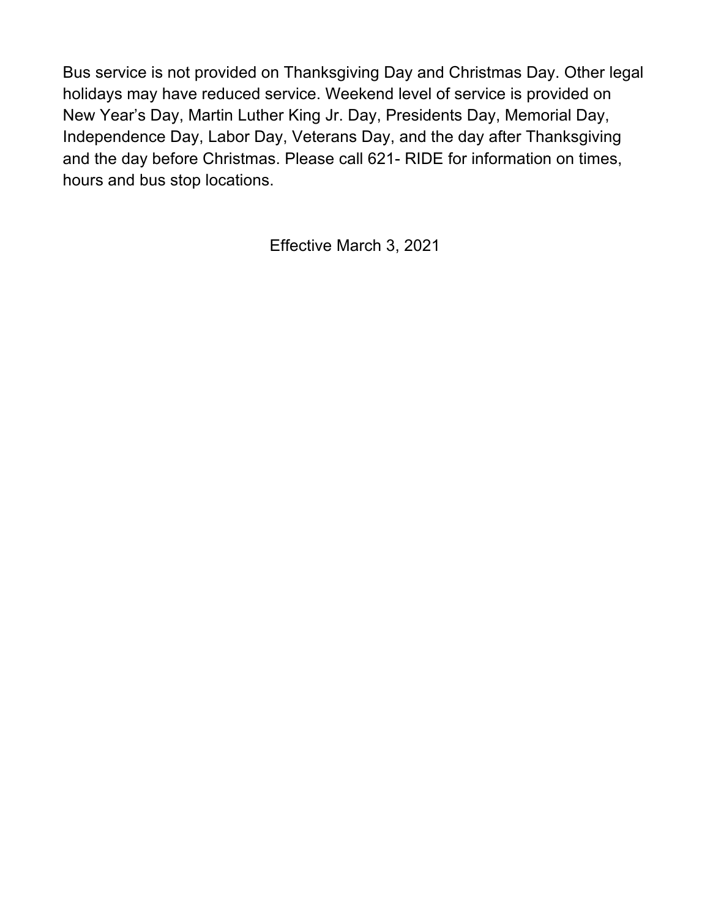Bus service is not provided on Thanksgiving Day and Christmas Day. Other legal holidays may have reduced service. Weekend level of service is provided on New Year's Day, Martin Luther King Jr. Day, Presidents Day, Memorial Day, Independence Day, Labor Day, Veterans Day, and the day after Thanksgiving and the day before Christmas. Please call 621- RIDE for information on times, hours and bus stop locations.

Effective March 3, 2021